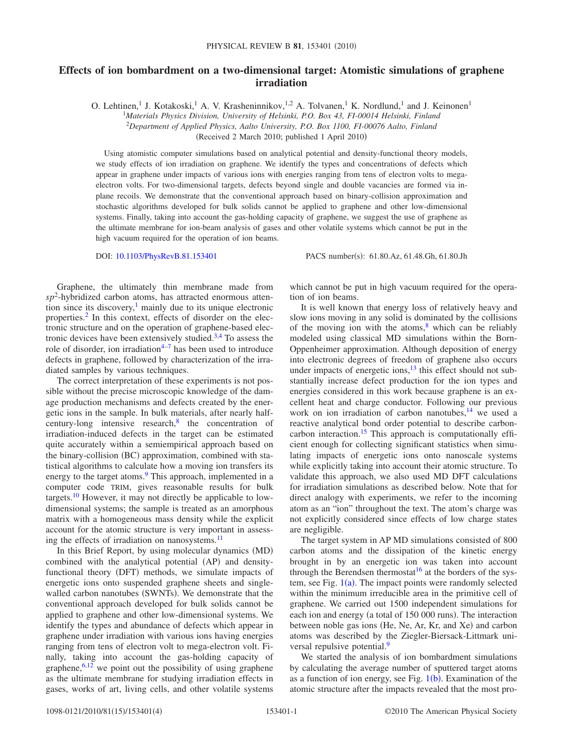# Effects of ion bombardment on a two-dimensional target: Atomistic simulations of graphene irradiation

O. Lehtinen,[1] J. Kotakoski,[1] A. V. Krasheninnikov,[1,2] A. Tolvanen,[1] K. Nordlund,[1] and J. Keinonen[1]

[1]*Materials Physics Division, University of Helsinki, P.O. Box 43, FI-00014 Helsinki, Finland*

[2]*Department of Applied Physics, Aalto University, P.O. Box 1100, FI-00076 Aalto, Finland*

(Received 2 March 2010; published 1 April 2010)

Using atomistic computer simulations based on analytical potential and density-functional theory models, we study effects of ion irradiation on graphene. We identify the types and concentrations of defects which appear in graphene under impacts of various ions with energies ranging from tens of electron volts to mega-electron volts. For two-dimensional targets, defects beyond single and double vacancies are formed via in-plane recoils. We demonstrate that the conventional approach based on binary-collision approximation and stochastic algorithms developed for bulk solids cannot be applied to graphene and other low-dimensional systems. Finally, taking into account the gas-holding capacity of graphene, we suggest the use of graphene as the ultimate membrane for ion-beam analysis of gases and other volatile systems which cannot be put in the high vacuum required for the operation of ion beams.

DOI: 10.1103/PhysRevB.81.153401 PACS number(s): 61.80.Az, 61.48.Gh, 61.80.Jh

Graphene, the ultimately thin membrane made from $sp^2$-hybridized carbon atoms, has attracted enormous attention since its discovery,[1] mainly due to its unique electronic properties.[2] In this context, effects of disorder on the electronic structure and on the operation of graphene-based electronic devices have been extensively studied.[3,4] To assess the role of disorder, ion irradiation[4–7] has been used to introduce defects in graphene, followed by characterization of the irradiated samples by various techniques.

The correct interpretation of these experiments is not possible without the precise microscopic knowledge of the damage production mechanisms and defects created by the energetic ions in the sample. In bulk materials, after nearly half-century-long intensive research,[8] the concentration of irradiation-induced defects in the target can be estimated quite accurately within a semiempirical approach based on the binary-collision (BC) approximation, combined with statistical algorithms to calculate how a moving ion transfers its energy to the target atoms.[9] This approach, implemented in a computer code TRIM, gives reasonable results for bulk targets.[10] However, it may not directly be applicable to low-dimensional systems; the sample is treated as an amorphous matrix with a homogeneous mass density while the explicit account for the atomic structure is very important in assessing the effects of irradiation on nanosystems.[11]

In this Brief Report, by using molecular dynamics (MD) combined with the analytical potential (AP) and density-functional theory (DFT) methods, we simulate impacts of energetic ions onto suspended graphene sheets and single-walled carbon nanotubes (SWNTs). We demonstrate that the conventional approach developed for bulk solids cannot be applied to graphene and other low-dimensional systems. We identify the types and abundance of defects which appear in graphene under irradiation with various ions having energies ranging from tens of electron volt to mega-electron volt. Finally, taking into account the gas-holding capacity of graphene,[6,12] we point out the possibility of using graphene as the ultimate membrane for studying irradiation effects in gases, works of art, living cells, and other volatile systems which cannot be put in high vacuum required for the operation of ion beams.

It is well known that energy loss of relatively heavy and slow ions moving in any solid is dominated by the collisions of the moving ion with the atoms,[8] which can be reliably modeled using classical MD simulations within the Born-Oppenheimer approximation. Although deposition of energy into electronic degrees of freedom of graphene also occurs under impacts of energetic ions,[13] this effect should not substantially increase defect production for the ion types and energies considered in this work because graphene is an excellent heat and charge conductor. Following our previous work on ion irradiation of carbon nanotubes,[14] we used a reactive analytical bond order potential to describe carbon-carbon interaction.[15] This approach is computationally efficient enough for collecting significant statistics when simulating impacts of energetic ions onto nanoscale systems while explicitly taking into account their atomic structure. To validate this approach, we also used MD DFT calculations for irradiation simulations as described below. Note that for direct analogy with experiments, we refer to the incoming atom as an "ion" throughout the text. The atom's charge was not explicitly considered since effects of low charge states are negligible.

The target system in AP MD simulations consisted of 800 carbon atoms and the dissipation of the kinetic energy brought in by an energetic ion was taken into account through the Berendsen thermostat[16] at the borders of the system, see Fig. 1(a). The impact points were randomly selected within the minimum irreducible area in the primitive cell of graphene. We carried out 1500 independent simulations for each ion and energy (a total of 150 000 runs). The interaction between noble gas ions (He, Ne, Ar, Kr, and Xe) and carbon atoms was described by the Ziegler-Biersack-Littmark universal repulsive potential.[9]

We started the analysis of ion bombardment simulations by calculating the average number of sputtered target atoms as a function of ion energy, see Fig. 1(b). Examination of the atomic structure after the impacts revealed that the most pro-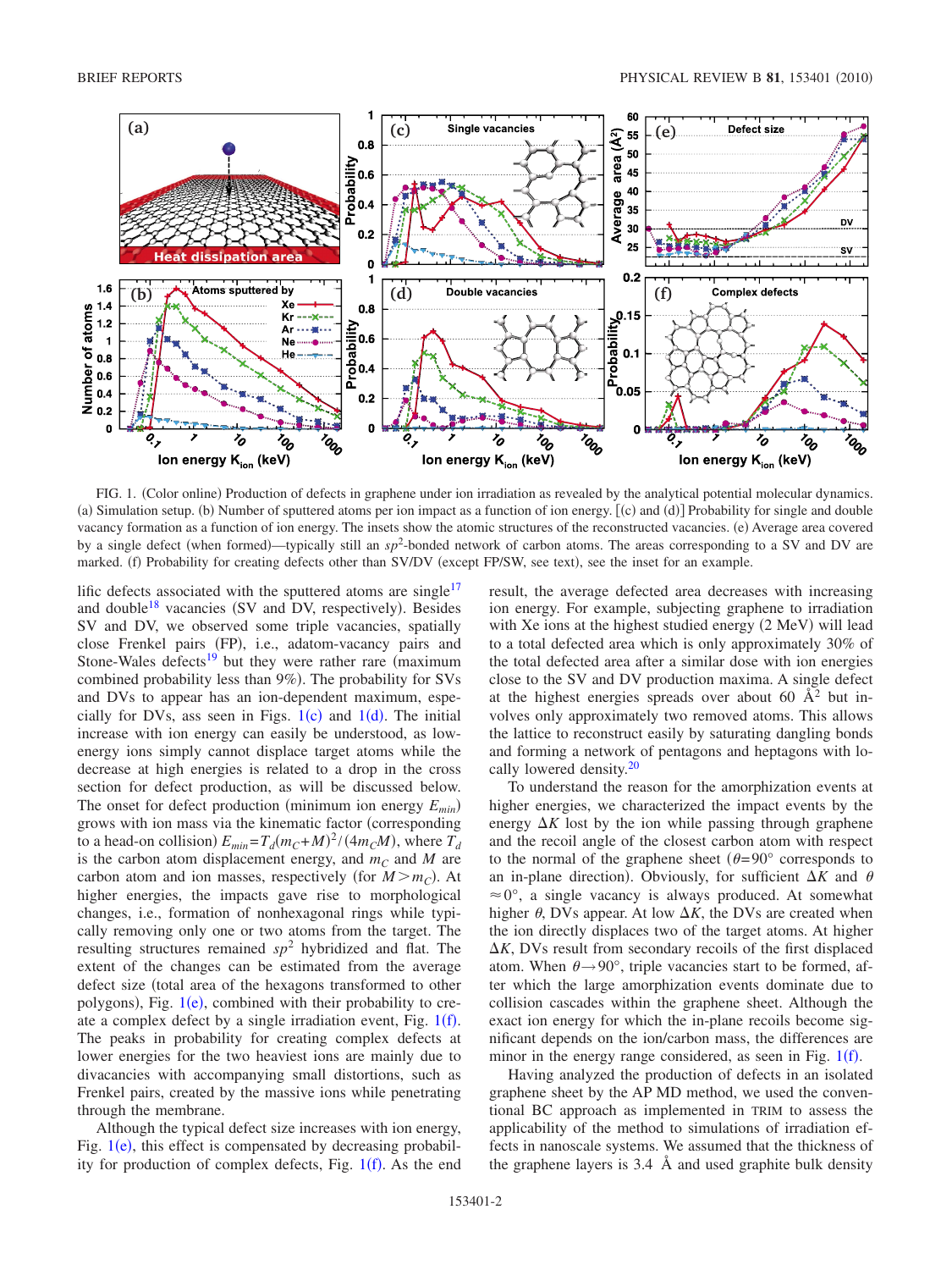FIG. 1. (Color online) Production of defects in graphene under ion irradiation as revealed by the analytical potential molecular dynamics. (a) Simulation setup. (b) Number of sputtered atoms per ion impact as a function of ion energy. [(c) and (d)] Probability for single and double vacancy formation as a function of ion energy. The insets show the atomic structures of the reconstructed vacancies. (e) Average area covered by a single defect (when formed)—typically still an $sp^2$-bonded network of carbon atoms. The areas corresponding to a SV and DV are marked. (f) Probability for creating defects other than SV/DV (except FP/SW, see text), see the inset for an example.

lific defects associated with the sputtered atoms are single[17] and double[18] vacancies (SV and DV, respectively). Besides SV and DV, we observed some triple vacancies, spatially close Frenkel pairs (FP), i.e., adatom-vacancy pairs and Stone-Wales defects[19] but they were rather rare (maximum combined probability less than 9%). The probability for SVs and DVs to appear has an ion-dependent maximum, especially for DVs, ass seen in Figs. 1(c) and 1(d). The initial increase with ion energy can easily be understood, as low-energy ions simply cannot displace target atoms while the decrease at high energies is related to a drop in the cross section for defect production, as will be discussed below. The onset for defect production (minimum ion energy $E_{min}$) grows with ion mass via the kinematic factor (corresponding to a head-on collision) $E_{min}=T_d(m_C+M)^2/(4m_CM)$, where $T_d$ is the carbon atom displacement energy, and $m_C$ and $M$ are carbon atom and ion masses, respectively (for $M>m_C$). At higher energies, the impacts gave rise to morphological changes, i.e., formation of nonhexagonal rings while typically removing only one or two atoms from the target. The resulting structures remained $sp^2$ hybridized and flat. The extent of the changes can be estimated from the average defect size (total area of the hexagons transformed to other polygons), Fig. 1(e), combined with their probability to create a complex defect by a single irradiation event, Fig. 1(f). The peaks in probability for creating complex defects at lower energies for the two heaviest ions are mainly due to divacancies with accompanying small distortions, such as Frenkel pairs, created by the massive ions while penetrating through the membrane.

Although the typical defect size increases with ion energy, Fig. 1(e), this effect is compensated by decreasing probability for production of complex defects, Fig. 1(f). As the end result, the average defected area decreases with increasing ion energy. For example, subjecting graphene to irradiation with Xe ions at the highest studied energy (2 MeV) will lead to a total defected area which is only approximately 30% of the total defected area after a similar dose with ion energies close to the SV and DV production maxima. A single defect at the highest energies spreads over about 60 Å$^2$ but involves only approximately two removed atoms. This allows the lattice to reconstruct easily by saturating dangling bonds and forming a network of pentagons and heptagons with locally lowered density.[20]

To understand the reason for the amorphization events at higher energies, we characterized the impact events by the energy $\Delta K$ lost by the ion while passing through graphene and the recoil angle of the closest carbon atom with respect to the normal of the graphene sheet ($\theta=90°$ corresponds to an in-plane direction). Obviously, for sufficient $\Delta K$ and $\theta \approx 0°$, a single vacancy is always produced. At somewhat higher $\theta$, DVs appear. At low $\Delta K$, the DVs are created when the ion directly displaces two of the target atoms. At higher $\Delta K$, DVs result from secondary recoils of the first displaced atom. When $\theta \rightarrow 90°$, triple vacancies start to be formed, after which the large amorphization events dominate due to collision cascades within the graphene sheet. Although the exact ion energy for which the in-plane recoils become significant depends on the ion/carbon mass, the differences are minor in the energy range considered, as seen in Fig. 1(f).

Having analyzed the production of defects in an isolated graphene sheet by the AP MD method, we used the conventional BC approach as implemented in TRIM to assess the applicability of the method to simulations of irradiation effects in nanoscale systems. We assumed that the thickness of the graphene layers is 3.4 Å and used graphite bulk density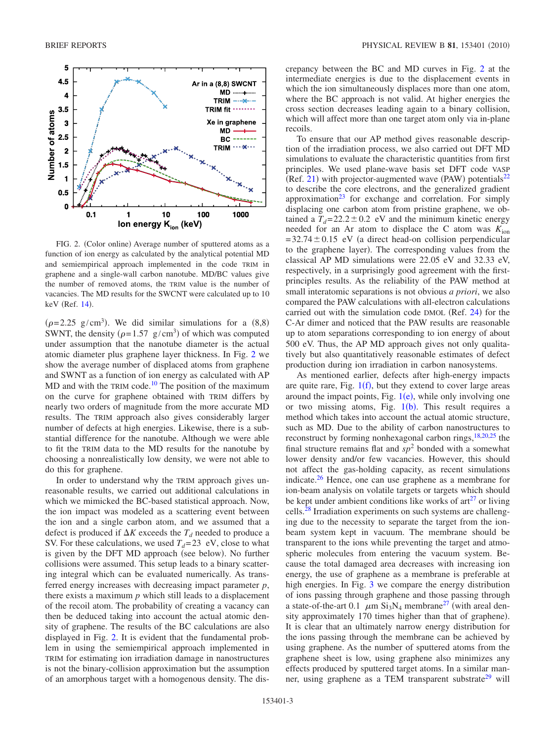FIG. 2. (Color online) Average number of sputtered atoms as a function of ion energy as calculated by the analytical potential MD and semiempirical approach implemented in the code TRIM in graphene and a single-wall carbon nanotube. MD/BC values give the number of removed atoms, the TRIM value is the number of vacancies. The MD results for the SWCNT were calculated up to 10 keV (Ref. 14).

($\rho$=2.25 g/cm$^3$). We did similar simulations for a (8,8) SWNT, the density ($\rho$=1.57 g/cm$^3$) of which was computed under assumption that the nanotube diameter is the actual atomic diameter plus graphene layer thickness. In Fig. 2 we show the average number of displaced atoms from graphene and SWNT as a function of ion energy as calculated with AP MD and with the TRIM code.[10] The position of the maximum on the curve for graphene obtained with TRIM differs by nearly two orders of magnitude from the more accurate MD results. The TRIM approach also gives considerably larger number of defects at high energies. Likewise, there is a substantial difference for the nanotube. Although we were able to fit the TRIM data to the MD results for the nanotube by choosing a nonrealistically low density, we were not able to do this for graphene.

In order to understand why the TRIM approach gives unreasonable results, we carried out additional calculations in which we mimicked the BC-based statistical approach. Now, the ion impact was modeled as a scattering event between the ion and a single carbon atom, and we assumed that a defect is produced if $\Delta K$ exceeds the $T_d$ needed to produce a SV. For these calculations, we used $T_d$=23 eV, close to what is given by the DFT MD approach (see below). No further collisions were assumed. This setup leads to a binary scattering integral which can be evaluated numerically. As transferred energy increases with decreasing impact parameter $p$, there exists a maximum $p$ which still leads to a displacement of the recoil atom. The probability of creating a vacancy can then be deduced taking into account the actual atomic density of graphene. The results of the BC calculations are also displayed in Fig. 2. It is evident that the fundamental problem in using the semiempirical approach implemented in TRIM for estimating ion irradiation damage in nanostructures is not the binary-collision approximation but the assumption of an amorphous target with a homogenous density. The discrepancy between the BC and MD curves in Fig. 2 at the intermediate energies is due to the displacement events in which the ion simultaneously displaces more than one atom, where the BC approach is not valid. At higher energies the cross section decreases leading again to a binary collision, which will affect more than one target atom only via in-plane recoils.

To ensure that our AP method gives reasonable description of the irradiation process, we also carried out DFT MD simulations to evaluate the characteristic quantities from first principles. We used plane-wave basis set DFT code VASP (Ref. 21) with projector-augmented wave (PAW) potentials[22] to describe the core electrons, and the generalized gradient approximation[23] for exchange and correlation. For simply displacing one carbon atom from pristine graphene, we obtained a $T_d$=22.2±0.2 eV and the minimum kinetic energy needed for an Ar atom to displace the C atom was $K_{ion}$ =32.74±0.15 eV (a direct head-on collision perpendicular to the graphene layer). The corresponding values from the classical AP MD simulations were 22.05 eV and 32.33 eV, respectively, in a surprisingly good agreement with the first-principles results. As the reliability of the PAW method at small interatomic separations is not obvious *a priori*, we also compared the PAW calculations with all-electron calculations carried out with the simulation code DMOL (Ref. 24) for the C-Ar dimer and noticed that the PAW results are reasonable up to atom separations corresponding to ion energy of about 500 eV. Thus, the AP MD approach gives not only qualitatively but also quantitatively reasonable estimates of defect production during ion irradiation in carbon nanosystems.

As mentioned earlier, defects after high-energy impacts are quite rare, Fig. 1(f), but they extend to cover large areas around the impact points, Fig. 1(e), while only involving one or two missing atoms, Fig. 1(b). This result requires a method which takes into account the actual atomic structure, such as MD. Due to the ability of carbon nanostructures to reconstruct by forming nonhexagonal carbon rings,[18,20,25] the final structure remains flat and $sp^2$ bonded with a somewhat lower density and/or few vacancies. However, this should not affect the gas-holding capacity, as recent simulations indicate.[26] Hence, one can use graphene as a membrane for ion-beam analysis on volatile targets or targets which should be kept under ambient conditions like works of art[27] or living cells.[28] Irradiation experiments on such systems are challenging due to the necessity to separate the target from the ion-beam system kept in vacuum. The membrane should be transparent to the ions while preventing the target and atmospheric molecules from entering the vacuum system. Because the total damaged area decreases with increasing ion energy, the use of graphene as a membrane is preferable at high energies. In Fig. 3 we compare the energy distribution of ions passing through graphene and those passing through a state-of-the-art 0.1 $\mu$m $Si_3N_4$ membrane[27] (with areal density approximately 170 times higher than that of graphene). It is clear that an ultimately narrow energy distribution for the ions passing through the membrane can be achieved by using graphene. As the number of sputtered atoms from the graphene sheet is low, using graphene also minimizes any effects produced by sputtered target atoms. In a similar manner, using graphene as a TEM transparent substrate[29] will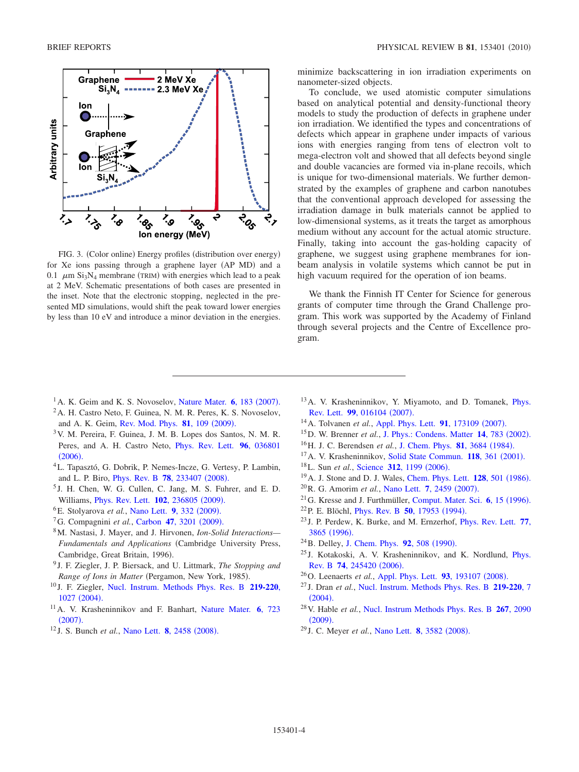Graphene — 2 MeV Xe

$Si_3N_4$ — 2.3 MeV Xe

Ion

Graphene

Ion

$Si_3N_4$

Arbitrary units

1.7 1.75 1.8 1.85 1.9 1.95 2 2.05 2.1

Ion energy (MeV)

FIG. 3. (Color online) Energy profiles (distribution over energy) for Xe ions passing through a graphene layer (AP MD) and a 0.1 $\mu$m $Si_3N_4$ membrane (TRIM) with energies which lead to a peak at 2 MeV. Schematic presentations of both cases are presented in the inset. Note that the electronic stopping, neglected in the presented MD simulations, would shift the peak toward lower energies by less than 10 eV and introduce a minor deviation in the energies.

minimize backscattering in ion irradiation experiments on nanometer-sized objects.

To conclude, we used atomistic computer simulations based on analytical potential and density-functional theory models to study the production of defects in graphene under ion irradiation. We identified the types and concentrations of defects which appear in graphene under impacts of various ions with energies ranging from tens of electron volt to mega-electron volt and showed that all defects beyond single and double vacancies are formed via in-plane recoils, which is unique for two-dimensional materials. We further demonstrated by the examples of graphene and carbon nanotubes that the conventional approach developed for assessing the irradiation damage in bulk materials cannot be applied to low-dimensional systems, as it treats the target as amorphous medium without any account for the actual atomic structure. Finally, taking into account the gas-holding capacity of graphene, we suggest using graphene membranes for ion-beam analysis in volatile systems which cannot be put in high vacuum required for the operation of ion beams.

We thank the Finnish IT Center for Science for generous grants of computer time through the Grand Challenge program. This work was supported by the Academy of Finland through several projects and the Centre of Excellence program.

---

[1] A. K. Geim and K. S. Novoselov, Nature Mater. **6**, 183 (2007).

[2] A. H. Castro Neto, F. Guinea, N. M. R. Peres, K. S. Novoselov, and A. K. Geim, Rev. Mod. Phys. **81**, 109 (2009).

[3] V. M. Pereira, F. Guinea, J. M. B. Lopes dos Santos, N. M. R. Peres, and A. H. Castro Neto, Phys. Rev. Lett. **96**, 036801 (2006).

[4] L. Tapasztó, G. Dobrik, P. Nemes-Incze, G. Vertesy, P. Lambin, and L. P. Biro, Phys. Rev. B **78**, 233407 (2008).

[5] J. H. Chen, W. G. Cullen, C. Jang, M. S. Fuhrer, and E. D. Williams, Phys. Rev. Lett. **102**, 236805 (2009).

[6] E. Stolyarova *et al.*, Nano Lett. **9**, 332 (2009).

[7] G. Compagnini *et al.*, Carbon **47**, 3201 (2009).

[8] M. Nastasi, J. Mayer, and J. Hirvonen, *Ion-Solid Interactions—Fundamentals and Applications* (Cambridge University Press, Cambridge, Great Britain, 1996).

[9] J. F. Ziegler, J. P. Biersack, and U. Littmark, *The Stopping and Range of Ions in Matter* (Pergamon, New York, 1985).

[10] J. F. Ziegler, Nucl. Instrum. Methods Phys. Res. B **219-220**, 1027 (2004).

[11] A. V. Krasheninnikov and F. Banhart, Nature Mater. **6**, 723 (2007).

[12] J. S. Bunch *et al.*, Nano Lett. **8**, 2458 (2008).

[13] A. V. Krasheninnikov, Y. Miyamoto, and D. Tomanek, Phys. Rev. Lett. **99**, 016104 (2007).

[14] A. Tolvanen *et al.*, Appl. Phys. Lett. **91**, 173109 (2007).

[15] D. W. Brenner *et al.*, J. Phys.: Condens. Matter **14**, 783 (2002).

[16] H. J. C. Berendsen *et al.*, J. Chem. Phys. **81**, 3684 (1984).

[17] A. V. Krasheninnikov, Solid State Commun. **118**, 361 (2001).

[18] L. Sun *et al.*, Science **312**, 1199 (2006).

[19] A. J. Stone and D. J. Wales, Chem. Phys. Lett. **128**, 501 (1986).

[20] R. G. Amorim *et al.*, Nano Lett. **7**, 2459 (2007).

[21] G. Kresse and J. Furthmüller, Comput. Mater. Sci. **6**, 15 (1996).

[22] P. E. Blöchl, Phys. Rev. B **50**, 17953 (1994).

[23] J. P. Perdew, K. Burke, and M. Ernzerhof, Phys. Rev. Lett. **77**, 3865 (1996).

[24] B. Delley, J. Chem. Phys. **92**, 508 (1990).

[25] J. Kotakoski, A. V. Krasheninnikov, and K. Nordlund, Phys. Rev. B **74**, 245420 (2006).

[26] O. Leenaerts *et al.*, Appl. Phys. Lett. **93**, 193107 (2008).

[27] J. Dran *et al.*, Nucl. Instrum. Methods Phys. Res. B **219-220**, 7 (2004).

[28] V. Hable *et al.*, Nucl. Instrum Methods Phys. Res. B **267**, 2090 (2009).

[29] J. C. Meyer *et al.*, Nano Lett. **8**, 3582 (2008).